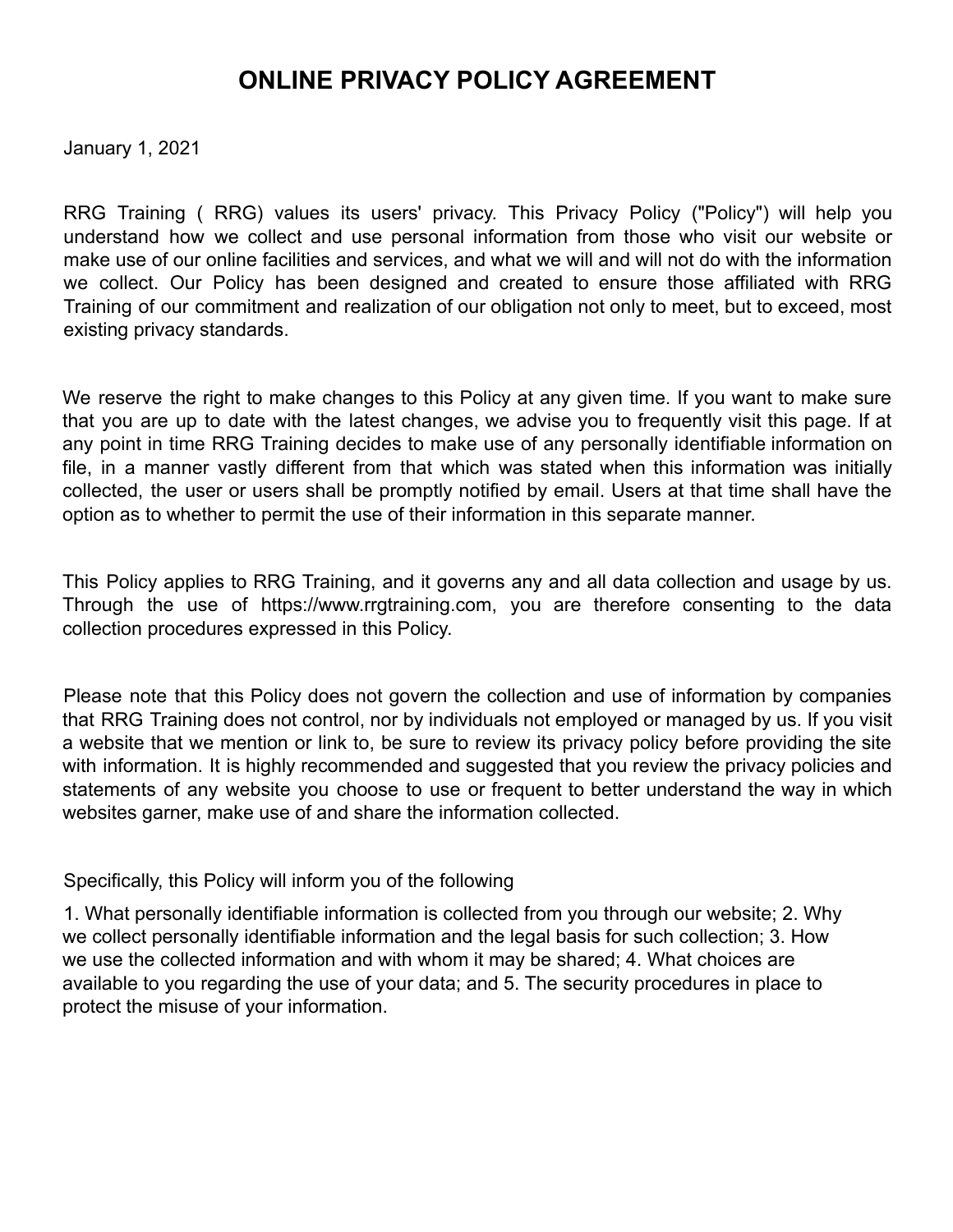# ONLINE PRIVACY POLICY AGREEMENT

January 1, 2021

RRG Training ( RRG) values its users' privacy. This Privacy Policy ("Policy") will help you understand how we collect and use personal information from those who visit our website or make use of our online facilities and services, and what we will and will not do with the information we collect. Our Policy has been designed and created to ensure those affiliated with RRG Training of our commitment and realization of our obligation not only to meet, but to exceed, most existing privacy standards.

We reserve the right to make changes to this Policy at any given time. If you want to make sure that you are up to date with the latest changes, we advise you to frequently visit this page. If at any point in time RRG Training decides to make use of any personally identifiable information on file, in a manner vastly different from that which was stated when this information was initially collected, the user or users shall be promptly notified by email. Users at that time shall have the option as to whether to permit the use of their information in this separate manner.

This Policy applies to RRG Training, and it governs any and all data collection and usage by us. Through the use of https://www.rrgtraining.com, you are therefore consenting to the data collection procedures expressed in this Policy.

Please note that this Policy does not govern the collection and use of information by companies that RRG Training does not control, nor by individuals not employed or managed by us. If you visit a website that we mention or link to, be sure to review its privacy policy before providing the site with information. It is highly recommended and suggested that you review the privacy policies and statements of any website you choose to use or frequent to better understand the way in which websites garner, make use of and share the information collected.

Specifically, this Policy will inform you of the following

1. What personally identifiable information is collected from you through our website; 2. Why we collect personally identifiable information and the legal basis for such collection; 3. How we use the collected information and with whom it may be shared; 4. What choices are available to you regarding the use of your data; and 5. The security procedures in place to protect the misuse of your information.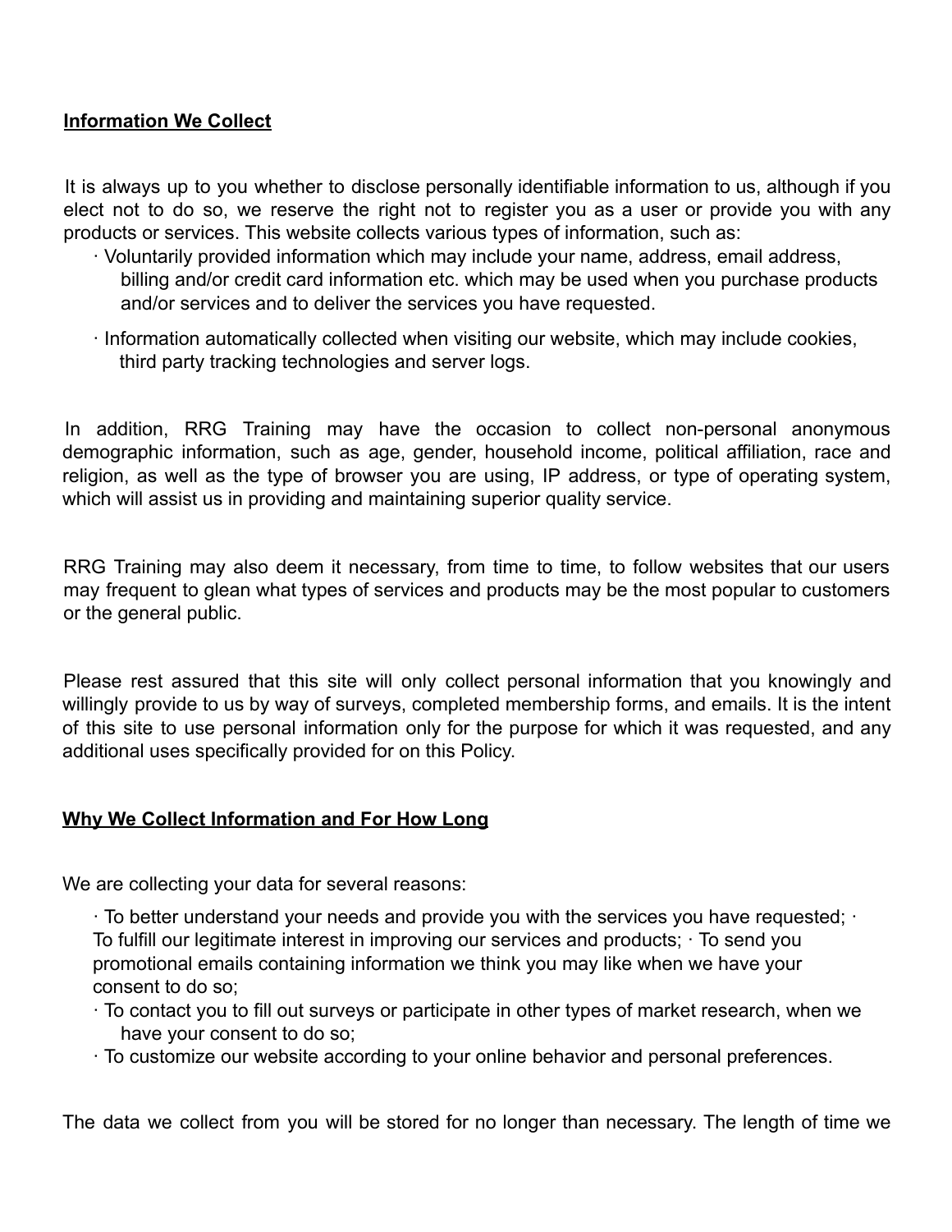**Information We Collect**

It is always up to you whether to disclose personally identifiable information to us, although if you elect not to do so, we reserve the right not to register you as a user or provide you with any products or services. This website collects various types of information, such as:

- Voluntarily provided information which may include your name, address, email address, billing and/or credit card information etc. which may be used when you purchase products and/or services and to deliver the services you have requested.
- Information automatically collected when visiting our website, which may include cookies, third party tracking technologies and server logs.

In addition, RRG Training may have the occasion to collect non-personal anonymous demographic information, such as age, gender, household income, political affiliation, race and religion, as well as the type of browser you are using, IP address, or type of operating system, which will assist us in providing and maintaining superior quality service.

RRG Training may also deem it necessary, from time to time, to follow websites that our users may frequent to glean what types of services and products may be the most popular to customers or the general public.

Please rest assured that this site will only collect personal information that you knowingly and willingly provide to us by way of surveys, completed membership forms, and emails. It is the intent of this site to use personal information only for the purpose for which it was requested, and any additional uses specifically provided for on this Policy.

**Why We Collect Information and For How Long**

We are collecting your data for several reasons:

- To better understand your needs and provide you with the services you have requested;
- To fulfill our legitimate interest in improving our services and products;
- To send you promotional emails containing information we think you may like when we have your consent to do so;
- To contact you to fill out surveys or participate in other types of market research, when we have your consent to do so;
- To customize our website according to your online behavior and personal preferences.

The data we collect from you will be stored for no longer than necessary. The length of time we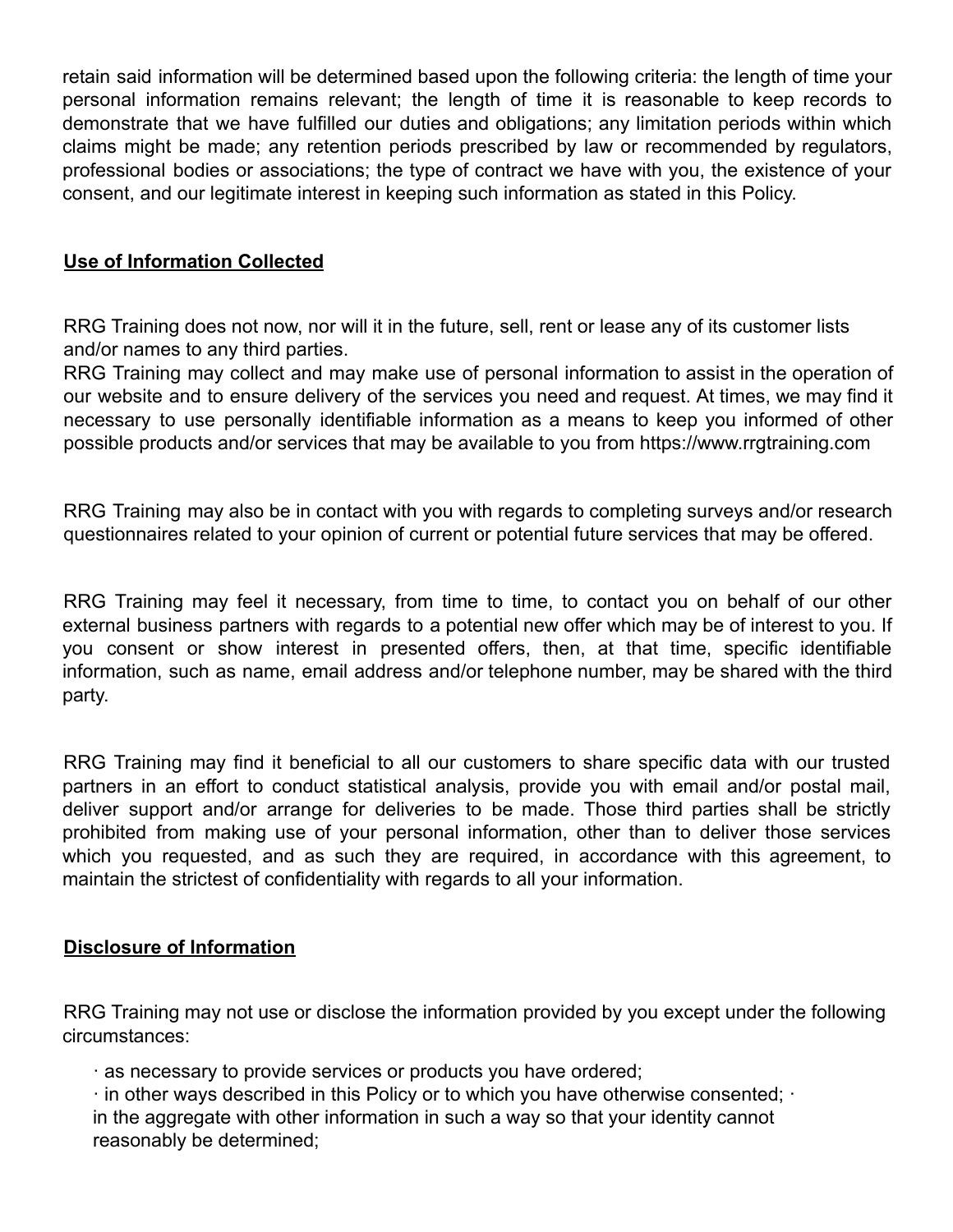retain said information will be determined based upon the following criteria: the length of time your personal information remains relevant; the length of time it is reasonable to keep records to demonstrate that we have fulfilled our duties and obligations; any limitation periods within which claims might be made; any retention periods prescribed by law or recommended by regulators, professional bodies or associations; the type of contract we have with you, the existence of your consent, and our legitimate interest in keeping such information as stated in this Policy.

## Use of Information Collected

RRG Training does not now, nor will it in the future, sell, rent or lease any of its customer lists and/or names to any third parties.
RRG Training may collect and may make use of personal information to assist in the operation of our website and to ensure delivery of the services you need and request. At times, we may find it necessary to use personally identifiable information as a means to keep you informed of other possible products and/or services that may be available to you from https://www.rrgtraining.com

RRG Training may also be in contact with you with regards to completing surveys and/or research questionnaires related to your opinion of current or potential future services that may be offered.

RRG Training may feel it necessary, from time to time, to contact you on behalf of our other external business partners with regards to a potential new offer which may be of interest to you. If you consent or show interest in presented offers, then, at that time, specific identifiable information, such as name, email address and/or telephone number, may be shared with the third party.

RRG Training may find it beneficial to all our customers to share specific data with our trusted partners in an effort to conduct statistical analysis, provide you with email and/or postal mail, deliver support and/or arrange for deliveries to be made. Those third parties shall be strictly prohibited from making use of your personal information, other than to deliver those services which you requested, and as such they are required, in accordance with this agreement, to maintain the strictest of confidentiality with regards to all your information.

## Disclosure of Information

RRG Training may not use or disclose the information provided by you except under the following circumstances:

· as necessary to provide services or products you have ordered;
· in other ways described in this Policy or to which you have otherwise consented;
· in the aggregate with other information in such a way so that your identity cannot reasonably be determined;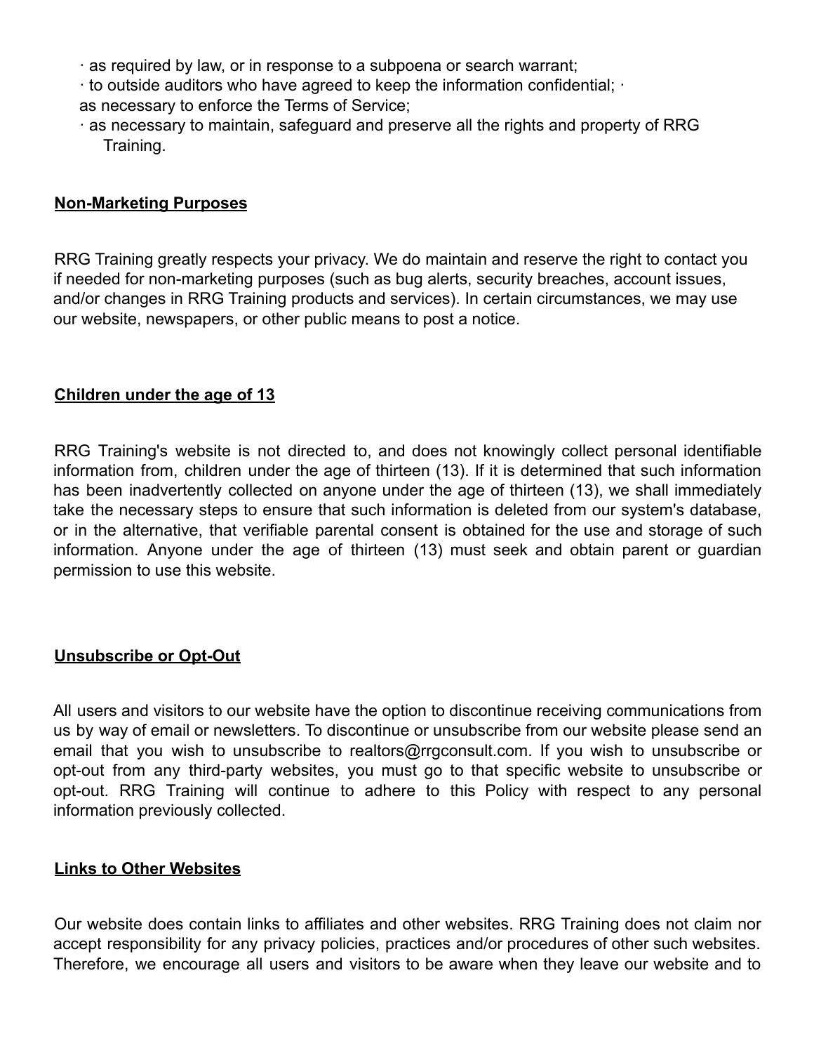- as required by law, or in response to a subpoena or search warrant;
- to outside auditors who have agreed to keep the information confidential;
- as necessary to enforce the Terms of Service;
- as necessary to maintain, safeguard and preserve all the rights and property of RRG Training.

**Non-Marketing Purposes**

RRG Training greatly respects your privacy. We do maintain and reserve the right to contact you if needed for non-marketing purposes (such as bug alerts, security breaches, account issues, and/or changes in RRG Training products and services). In certain circumstances, we may use our website, newspapers, or other public means to post a notice.

**Children under the age of 13**

RRG Training's website is not directed to, and does not knowingly collect personal identifiable information from, children under the age of thirteen (13). If it is determined that such information has been inadvertently collected on anyone under the age of thirteen (13), we shall immediately take the necessary steps to ensure that such information is deleted from our system's database, or in the alternative, that verifiable parental consent is obtained for the use and storage of such information. Anyone under the age of thirteen (13) must seek and obtain parent or guardian permission to use this website.

**Unsubscribe or Opt-Out**

All users and visitors to our website have the option to discontinue receiving communications from us by way of email or newsletters. To discontinue or unsubscribe from our website please send an email that you wish to unsubscribe to realtors@rrgconsult.com. If you wish to unsubscribe or opt-out from any third-party websites, you must go to that specific website to unsubscribe or opt-out. RRG Training will continue to adhere to this Policy with respect to any personal information previously collected.

**Links to Other Websites**

Our website does contain links to affiliates and other websites. RRG Training does not claim nor accept responsibility for any privacy policies, practices and/or procedures of other such websites. Therefore, we encourage all users and visitors to be aware when they leave our website and to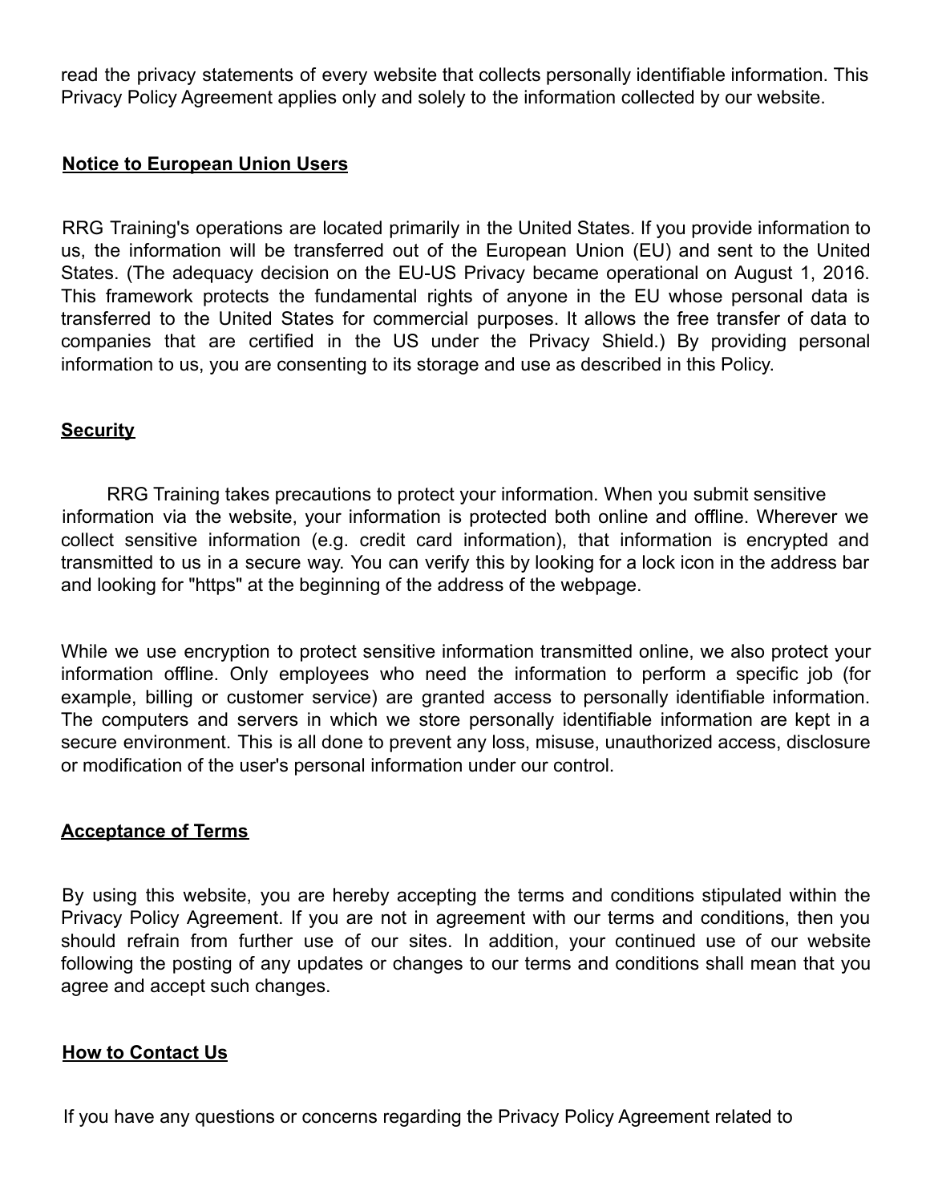read the privacy statements of every website that collects personally identifiable information. This Privacy Policy Agreement applies only and solely to the information collected by our website.

## Notice to European Union Users

RRG Training's operations are located primarily in the United States. If you provide information to us, the information will be transferred out of the European Union (EU) and sent to the United States. (The adequacy decision on the EU-US Privacy became operational on August 1, 2016. This framework protects the fundamental rights of anyone in the EU whose personal data is transferred to the United States for commercial purposes. It allows the free transfer of data to companies that are certified in the US under the Privacy Shield.) By providing personal information to us, you are consenting to its storage and use as described in this Policy.

## Security

RRG Training takes precautions to protect your information. When you submit sensitive information via the website, your information is protected both online and offline. Wherever we collect sensitive information (e.g. credit card information), that information is encrypted and transmitted to us in a secure way. You can verify this by looking for a lock icon in the address bar and looking for "https" at the beginning of the address of the webpage.

While we use encryption to protect sensitive information transmitted online, we also protect your information offline. Only employees who need the information to perform a specific job (for example, billing or customer service) are granted access to personally identifiable information. The computers and servers in which we store personally identifiable information are kept in a secure environment. This is all done to prevent any loss, misuse, unauthorized access, disclosure or modification of the user's personal information under our control.

## Acceptance of Terms

By using this website, you are hereby accepting the terms and conditions stipulated within the Privacy Policy Agreement. If you are not in agreement with our terms and conditions, then you should refrain from further use of our sites. In addition, your continued use of our website following the posting of any updates or changes to our terms and conditions shall mean that you agree and accept such changes.

## How to Contact Us

If you have any questions or concerns regarding the Privacy Policy Agreement related to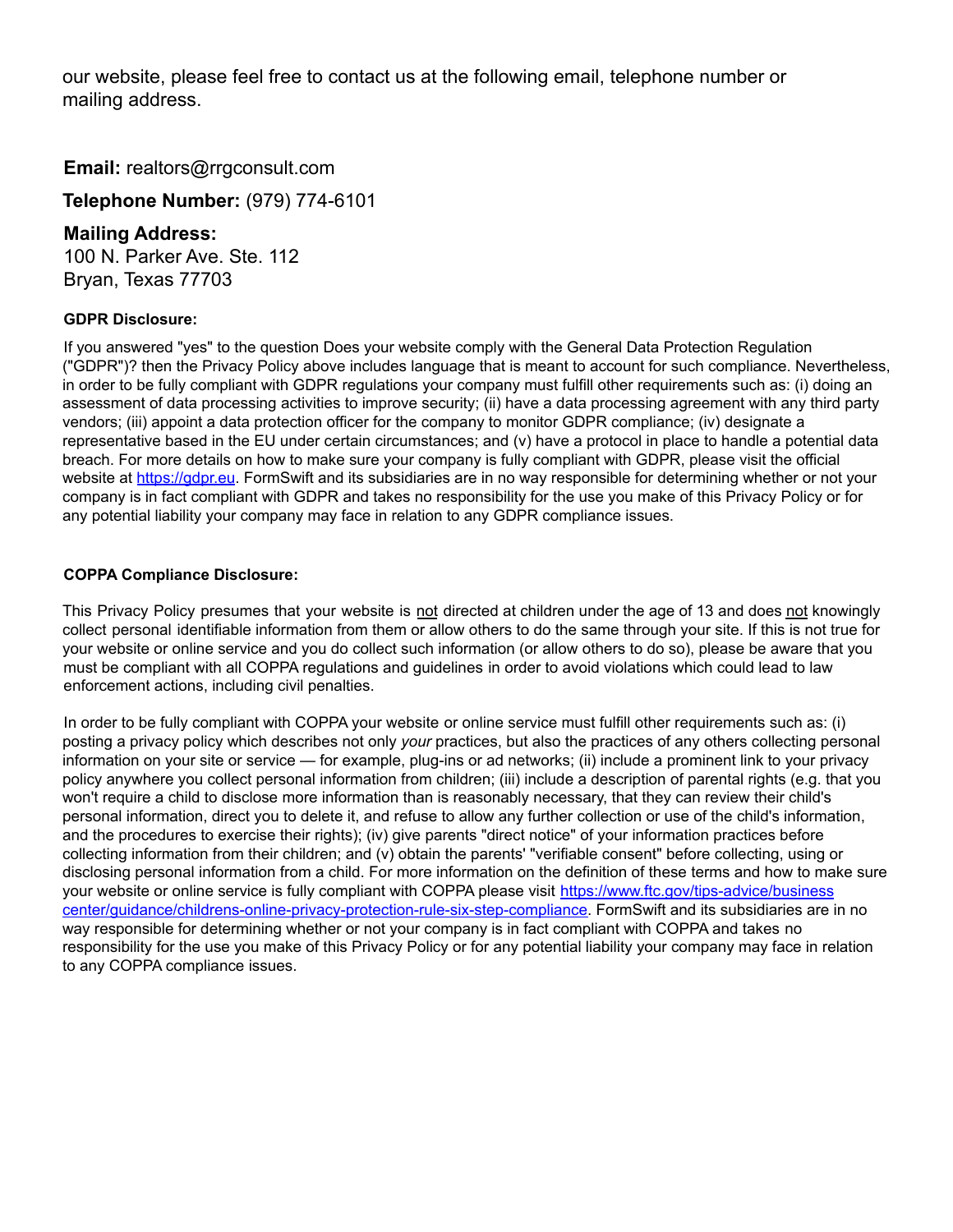our website, please feel free to contact us at the following email, telephone number or mailing address.

**Email:** realtors@rrgconsult.com

**Telephone Number:** (979) 774-6101

**Mailing Address:**
100 N. Parker Ave. Ste. 112
Bryan, Texas 77703

**GDPR Disclosure:**

If you answered "yes" to the question Does your website comply with the General Data Protection Regulation ("GDPR")? then the Privacy Policy above includes language that is meant to account for such compliance. Nevertheless, in order to be fully compliant with GDPR regulations your company must fulfill other requirements such as: (i) doing an assessment of data processing activities to improve security; (ii) have a data processing agreement with any third party vendors; (iii) appoint a data protection officer for the company to monitor GDPR compliance; (iv) designate a representative based in the EU under certain circumstances; and (v) have a protocol in place to handle a potential data breach. For more details on how to make sure your company is fully compliant with GDPR, please visit the official website at https://gdpr.eu. FormSwift and its subsidiaries are in no way responsible for determining whether or not your company is in fact compliant with GDPR and takes no responsibility for the use you make of this Privacy Policy or for any potential liability your company may face in relation to any GDPR compliance issues.

**COPPA Compliance Disclosure:**

This Privacy Policy presumes that your website is not directed at children under the age of 13 and does not knowingly collect personal identifiable information from them or allow others to do the same through your site. If this is not true for your website or online service and you do collect such information (or allow others to do so), please be aware that you must be compliant with all COPPA regulations and guidelines in order to avoid violations which could lead to law enforcement actions, including civil penalties.

In order to be fully compliant with COPPA your website or online service must fulfill other requirements such as: (i) posting a privacy policy which describes not only *your* practices, but also the practices of any others collecting personal information on your site or service — for example, plug-ins or ad networks; (ii) include a prominent link to your privacy policy anywhere you collect personal information from children; (iii) include a description of parental rights (e.g. that you won't require a child to disclose more information than is reasonably necessary, that they can review their child's personal information, direct you to delete it, and refuse to allow any further collection or use of the child's information, and the procedures to exercise their rights); (iv) give parents "direct notice" of your information practices before collecting information from their children; and (v) obtain the parents' "verifiable consent" before collecting, using or disclosing personal information from a child. For more information on the definition of these terms and how to make sure your website or online service is fully compliant with COPPA please visit https://www.ftc.gov/tips-advice/business center/guidance/childrens-online-privacy-protection-rule-six-step-compliance. FormSwift and its subsidiaries are in no way responsible for determining whether or not your company is in fact compliant with COPPA and takes no responsibility for the use you make of this Privacy Policy or for any potential liability your company may face in relation to any COPPA compliance issues.